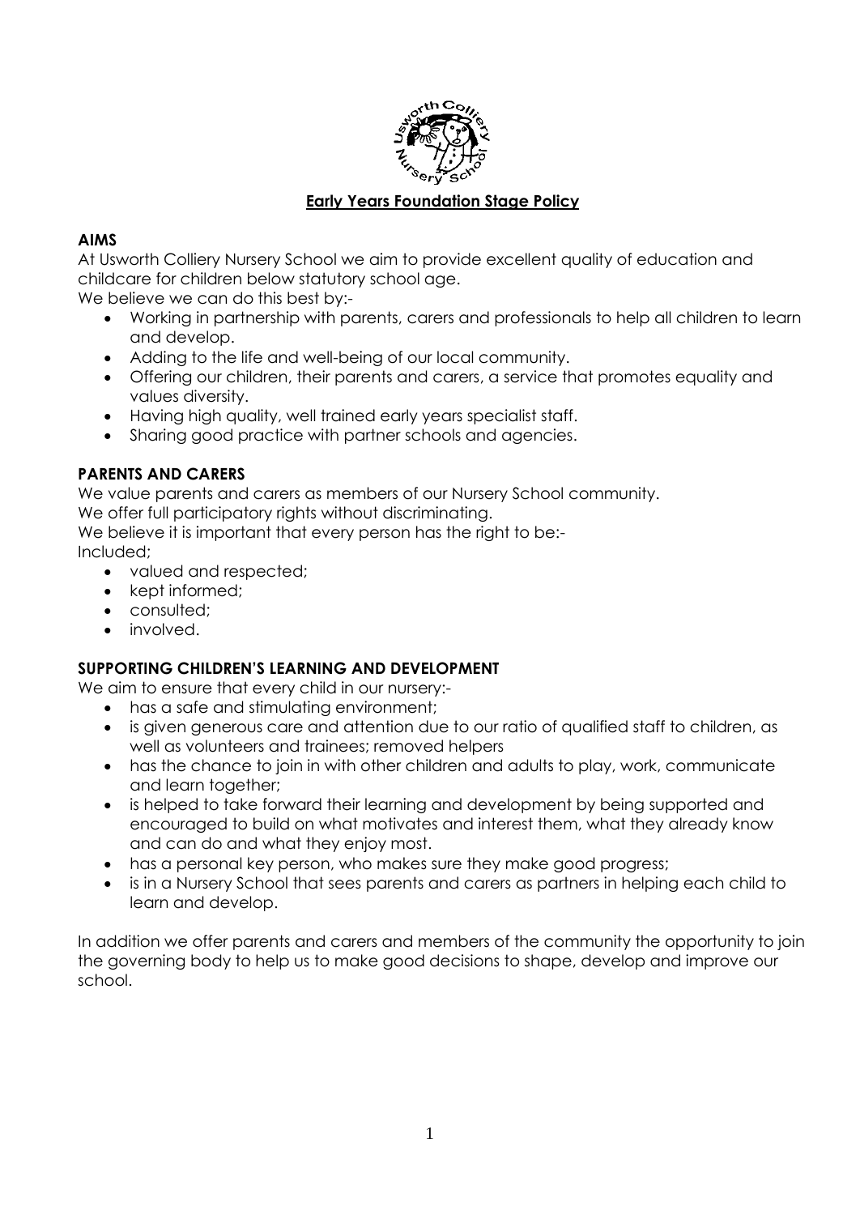# Early Years Foundation Stage Policy

## AIMS

At Usworth Colliery Nursery School we aim to provide excellent quality of education and childcare for children below statutory school age.

We believe we can do this best by:-

- Working in partnership with parents, carers and professionals to help all children to learn and develop.
- Adding to the life and well-being of our local community.
- Offering our children, their parents and carers, a service that promotes equality and values diversity.
- Having high quality, well trained early years specialist staff.
- Sharing good practice with partner schools and agencies.

## PARENTS AND CARERS

We value parents and carers as members of our Nursery School community.

We offer full participatory rights without discriminating.

We believe it is important that every person has the right to be:-

Included;

- valued and respected;
- kept informed;
- consulted;
- involved.

## SUPPORTING CHILDREN'S LEARNING AND DEVELOPMENT

We aim to ensure that every child in our nursery:-

- has a safe and stimulating environment;
- is given generous care and attention due to our ratio of qualified staff to children, as well as volunteers and trainees; removed helpers
- has the chance to join in with other children and adults to play, work, communicate and learn together;
- is helped to take forward their learning and development by being supported and encouraged to build on what motivates and interest them, what they already know and can do and what they enjoy most.
- has a personal key person, who makes sure they make good progress;
- is in a Nursery School that sees parents and carers as partners in helping each child to learn and develop.

In addition we offer parents and carers and members of the community the opportunity to join the governing body to help us to make good decisions to shape, develop and improve our school.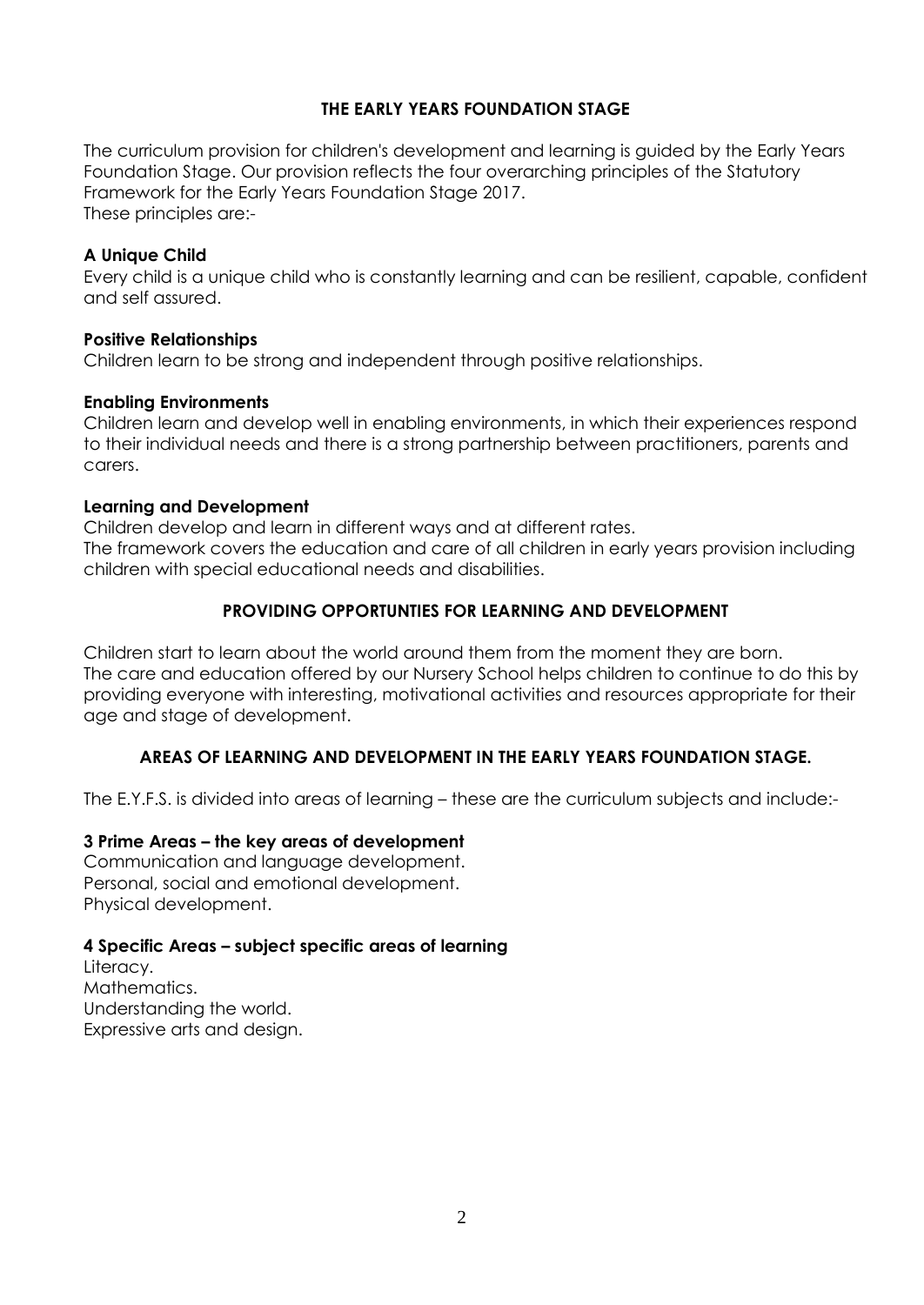## THE EARLY YEARS FOUNDATION STAGE

The curriculum provision for children's development and learning is guided by the Early Years Foundation Stage. Our provision reflects the four overarching principles of the Statutory Framework for the Early Years Foundation Stage 2017.
These principles are:-

**A Unique Child**
Every child is a unique child who is constantly learning and can be resilient, capable, confident and self assured.

**Positive Relationships**
Children learn to be strong and independent through positive relationships.

**Enabling Environments**
Children learn and develop well in enabling environments, in which their experiences respond to their individual needs and there is a strong partnership between practitioners, parents and carers.

**Learning and Development**
Children develop and learn in different ways and at different rates.
The framework covers the education and care of all children in early years provision including children with special educational needs and disabilities.

## PROVIDING OPPORTUNTIES FOR LEARNING AND DEVELOPMENT

Children start to learn about the world around them from the moment they are born.
The care and education offered by our Nursery School helps children to continue to do this by providing everyone with interesting, motivational activities and resources appropriate for their age and stage of development.

## AREAS OF LEARNING AND DEVELOPMENT IN THE EARLY YEARS FOUNDATION STAGE.

The E.Y.F.S. is divided into areas of learning – these are the curriculum subjects and include:-

**3 Prime Areas – the key areas of development**
Communication and language development.
Personal, social and emotional development.
Physical development.

**4 Specific Areas – subject specific areas of learning**
Literacy.
Mathematics.
Understanding the world.
Expressive arts and design.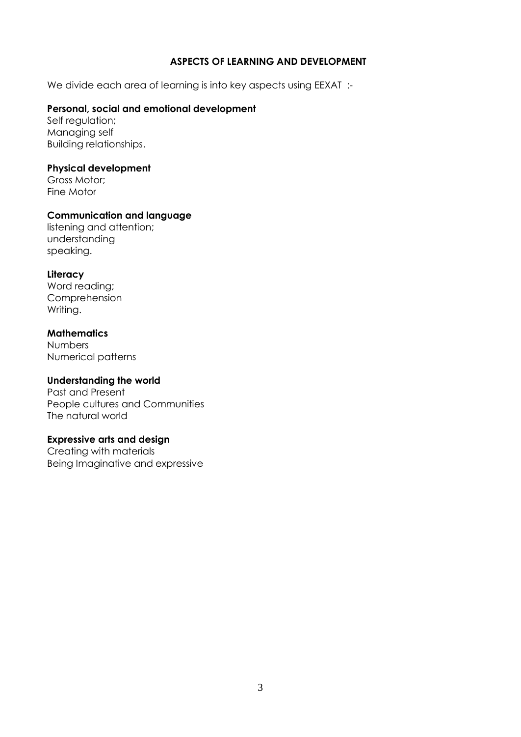## ASPECTS OF LEARNING AND DEVELOPMENT

We divide each area of learning is into key aspects using EEXAT :-

**Personal, social and emotional development**
Self regulation;
Managing self
Building relationships.

**Physical development**
Gross Motor;
Fine Motor

**Communication and language**
listening and attention;
understanding
speaking.

**Literacy**
Word reading;
Comprehension
Writing.

**Mathematics**
Numbers
Numerical patterns

**Understanding the world**
Past and Present
People cultures and Communities
The natural world

**Expressive arts and design**
Creating with materials
Being Imaginative and expressive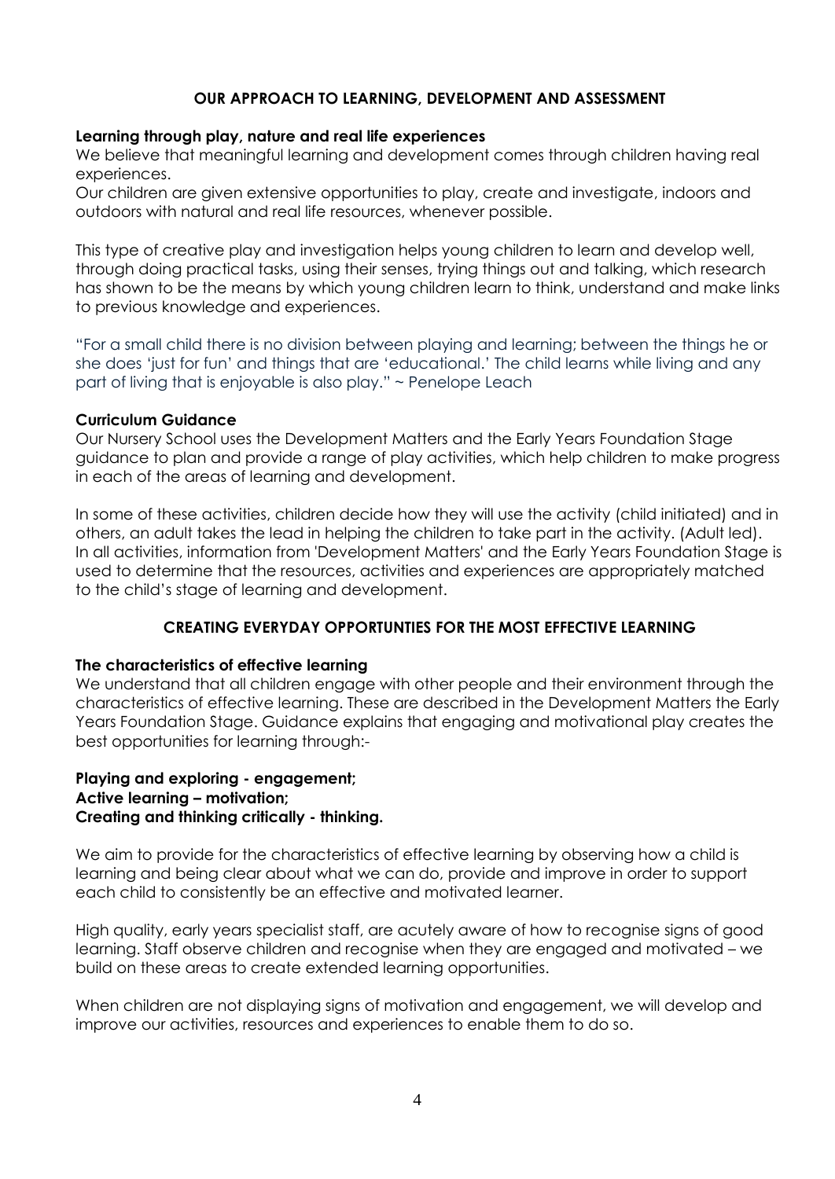## OUR APPROACH TO LEARNING, DEVELOPMENT AND ASSESSMENT

**Learning through play, nature and real life experiences**

We believe that meaningful learning and development comes through children having real experiences.

Our children are given extensive opportunities to play, create and investigate, indoors and outdoors with natural and real life resources, whenever possible.

This type of creative play and investigation helps young children to learn and develop well, through doing practical tasks, using their senses, trying things out and talking, which research has shown to be the means by which young children learn to think, understand and make links to previous knowledge and experiences.

"For a small child there is no division between playing and learning; between the things he or she does 'just for fun' and things that are 'educational.' The child learns while living and any part of living that is enjoyable is also play." ~ Penelope Leach

**Curriculum Guidance**

Our Nursery School uses the Development Matters and the Early Years Foundation Stage guidance to plan and provide a range of play activities, which help children to make progress in each of the areas of learning and development.

In some of these activities, children decide how they will use the activity (child initiated) and in others, an adult takes the lead in helping the children to take part in the activity. (Adult led). In all activities, information from 'Development Matters' and the Early Years Foundation Stage is used to determine that the resources, activities and experiences are appropriately matched to the child's stage of learning and development.

## CREATING EVERYDAY OPPORTUNTIES FOR THE MOST EFFECTIVE LEARNING

**The characteristics of effective learning**

We understand that all children engage with other people and their environment through the characteristics of effective learning. These are described in the Development Matters the Early Years Foundation Stage. Guidance explains that engaging and motivational play creates the best opportunities for learning through:-

**Playing and exploring - engagement;**
**Active learning – motivation;**
**Creating and thinking critically - thinking.**

We aim to provide for the characteristics of effective learning by observing how a child is learning and being clear about what we can do, provide and improve in order to support each child to consistently be an effective and motivated learner.

High quality, early years specialist staff, are acutely aware of how to recognise signs of good learning. Staff observe children and recognise when they are engaged and motivated – we build on these areas to create extended learning opportunities.

When children are not displaying signs of motivation and engagement, we will develop and improve our activities, resources and experiences to enable them to do so.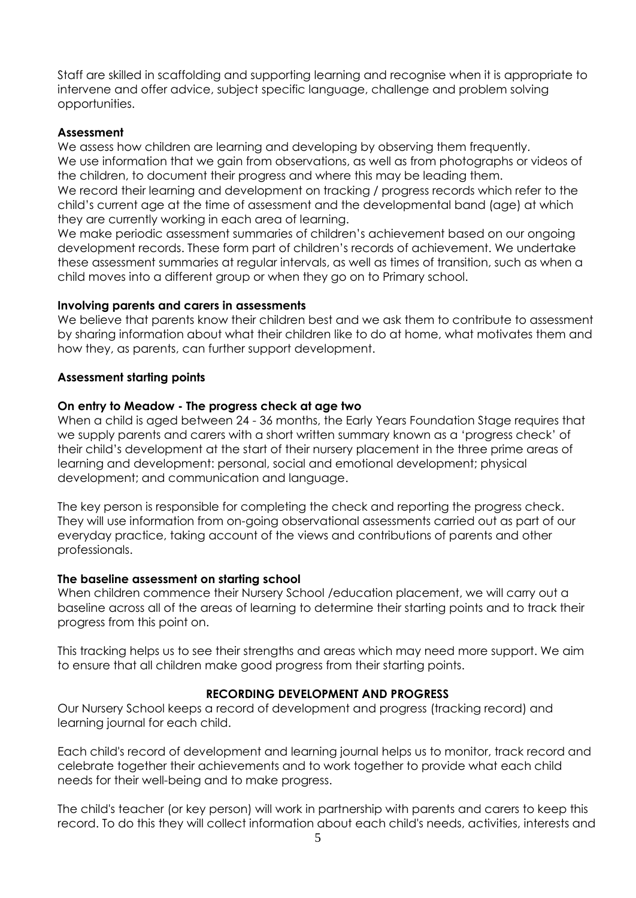Staff are skilled in scaffolding and supporting learning and recognise when it is appropriate to intervene and offer advice, subject specific language, challenge and problem solving opportunities.

**Assessment**

We assess how children are learning and developing by observing them frequently.
We use information that we gain from observations, as well as from photographs or videos of the children, to document their progress and where this may be leading them.
We record their learning and development on tracking / progress records which refer to the child's current age at the time of assessment and the developmental band (age) at which they are currently working in each area of learning.
We make periodic assessment summaries of children's achievement based on our ongoing development records. These form part of children's records of achievement. We undertake these assessment summaries at regular intervals, as well as times of transition, such as when a child moves into a different group or when they go on to Primary school.

**Involving parents and carers in assessments**

We believe that parents know their children best and we ask them to contribute to assessment by sharing information about what their children like to do at home, what motivates them and how they, as parents, can further support development.

**Assessment starting points**

**On entry to Meadow - The progress check at age two**

When a child is aged between 24 - 36 months, the Early Years Foundation Stage requires that we supply parents and carers with a short written summary known as a 'progress check' of their child's development at the start of their nursery placement in the three prime areas of learning and development: personal, social and emotional development; physical development; and communication and language.

The key person is responsible for completing the check and reporting the progress check. They will use information from on-going observational assessments carried out as part of our everyday practice, taking account of the views and contributions of parents and other professionals.

**The baseline assessment on starting school**

When children commence their Nursery School /education placement, we will carry out a baseline across all of the areas of learning to determine their starting points and to track their progress from this point on.

This tracking helps us to see their strengths and areas which may need more support. We aim to ensure that all children make good progress from their starting points.

**RECORDING DEVELOPMENT AND PROGRESS**

Our Nursery School keeps a record of development and progress (tracking record) and learning journal for each child.

Each child's record of development and learning journal helps us to monitor, track record and celebrate together their achievements and to work together to provide what each child needs for their well-being and to make progress.

The child's teacher (or key person) will work in partnership with parents and carers to keep this record. To do this they will collect information about each child's needs, activities, interests and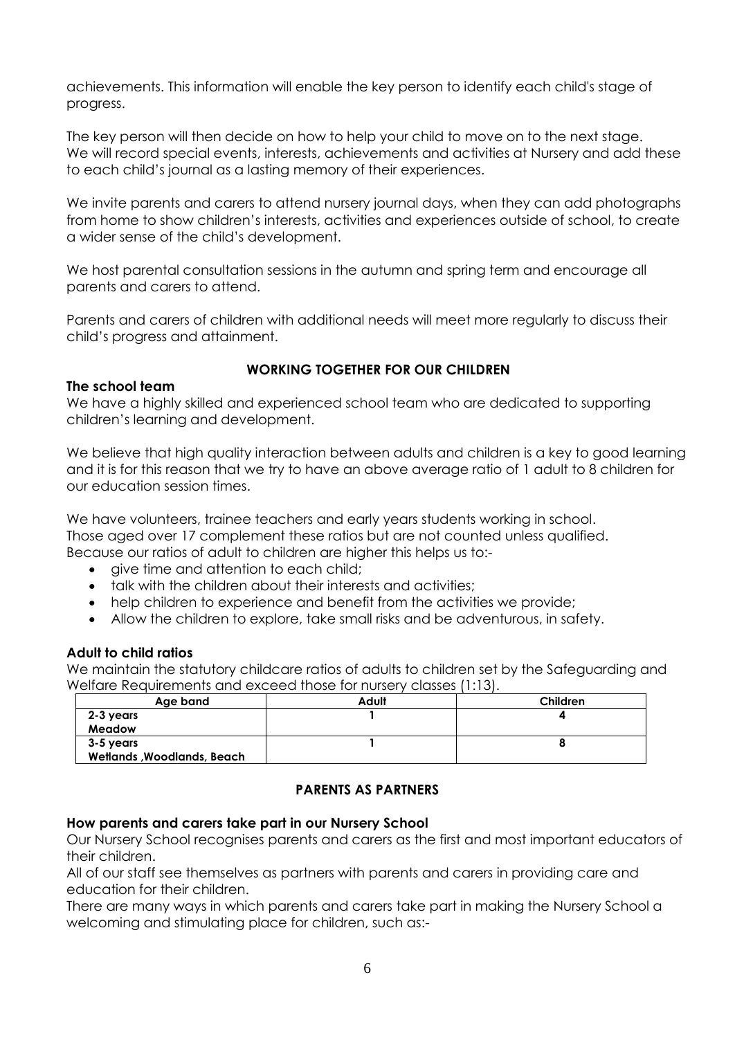achievements. This information will enable the key person to identify each child's stage of progress.

The key person will then decide on how to help your child to move on to the next stage. We will record special events, interests, achievements and activities at Nursery and add these to each child's journal as a lasting memory of their experiences.

We invite parents and carers to attend nursery journal days, when they can add photographs from home to show children's interests, activities and experiences outside of school, to create a wider sense of the child's development.

We host parental consultation sessions in the autumn and spring term and encourage all parents and carers to attend.

Parents and carers of children with additional needs will meet more regularly to discuss their child's progress and attainment.

## WORKING TOGETHER FOR OUR CHILDREN

### The school team

We have a highly skilled and experienced school team who are dedicated to supporting children's learning and development.

We believe that high quality interaction between adults and children is a key to good learning and it is for this reason that we try to have an above average ratio of 1 adult to 8 children for our education session times.

We have volunteers, trainee teachers and early years students working in school. Those aged over 17 complement these ratios but are not counted unless qualified. Because our ratios of adult to children are higher this helps us to:-

- give time and attention to each child;
- talk with the children about their interests and activities;
- help children to experience and benefit from the activities we provide;
- Allow the children to explore, take small risks and be adventurous, in safety.

### Adult to child ratios

We maintain the statutory childcare ratios of adults to children set by the Safeguarding and Welfare Requirements and exceed those for nursery classes (1:13).

| Age band | Adult | Children |
|---|---|---|
| **2-3 years** **Meadow** | **1** | **4** |
| **3-5 years** **Wetlands ,Woodlands, Beach** | **1** | **8** |

## PARENTS AS PARTNERS

### How parents and carers take part in our Nursery School

Our Nursery School recognises parents and carers as the first and most important educators of their children.

All of our staff see themselves as partners with parents and carers in providing care and education for their children.

There are many ways in which parents and carers take part in making the Nursery School a welcoming and stimulating place for children, such as:-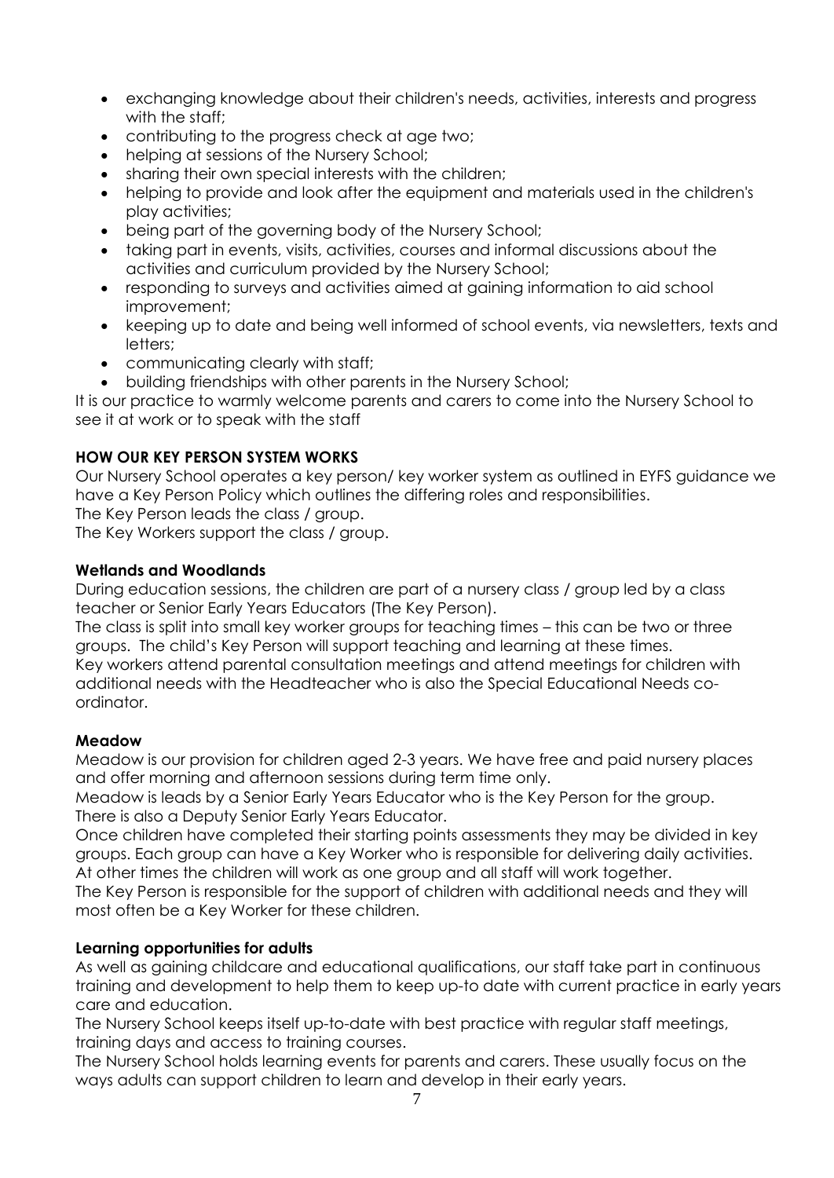- exchanging knowledge about their children's needs, activities, interests and progress with the staff;
- contributing to the progress check at age two;
- helping at sessions of the Nursery School;
- sharing their own special interests with the children;
- helping to provide and look after the equipment and materials used in the children's play activities;
- being part of the governing body of the Nursery School;
- taking part in events, visits, activities, courses and informal discussions about the activities and curriculum provided by the Nursery School;
- responding to surveys and activities aimed at gaining information to aid school improvement;
- keeping up to date and being well informed of school events, via newsletters, texts and letters;
- communicating clearly with staff;
- building friendships with other parents in the Nursery School;

It is our practice to warmly welcome parents and carers to come into the Nursery School to see it at work or to speak with the staff

**HOW OUR KEY PERSON SYSTEM WORKS**

Our Nursery School operates a key person/ key worker system as outlined in EYFS guidance we have a Key Person Policy which outlines the differing roles and responsibilities.
The Key Person leads the class / group.
The Key Workers support the class / group.

**Wetlands and Woodlands**

During education sessions, the children are part of a nursery class / group led by a class teacher or Senior Early Years Educators (The Key Person).
The class is split into small key worker groups for teaching times – this can be two or three groups. The child's Key Person will support teaching and learning at these times.
Key workers attend parental consultation meetings and attend meetings for children with additional needs with the Headteacher who is also the Special Educational Needs co-ordinator.

**Meadow**

Meadow is our provision for children aged 2-3 years. We have free and paid nursery places and offer morning and afternoon sessions during term time only.
Meadow is leads by a Senior Early Years Educator who is the Key Person for the group. There is also a Deputy Senior Early Years Educator.
Once children have completed their starting points assessments they may be divided in key groups. Each group can have a Key Worker who is responsible for delivering daily activities. At other times the children will work as one group and all staff will work together.
The Key Person is responsible for the support of children with additional needs and they will most often be a Key Worker for these children.

**Learning opportunities for adults**

As well as gaining childcare and educational qualifications, our staff take part in continuous training and development to help them to keep up-to date with current practice in early years care and education.
The Nursery School keeps itself up-to-date with best practice with regular staff meetings, training days and access to training courses.
The Nursery School holds learning events for parents and carers. These usually focus on the ways adults can support children to learn and develop in their early years.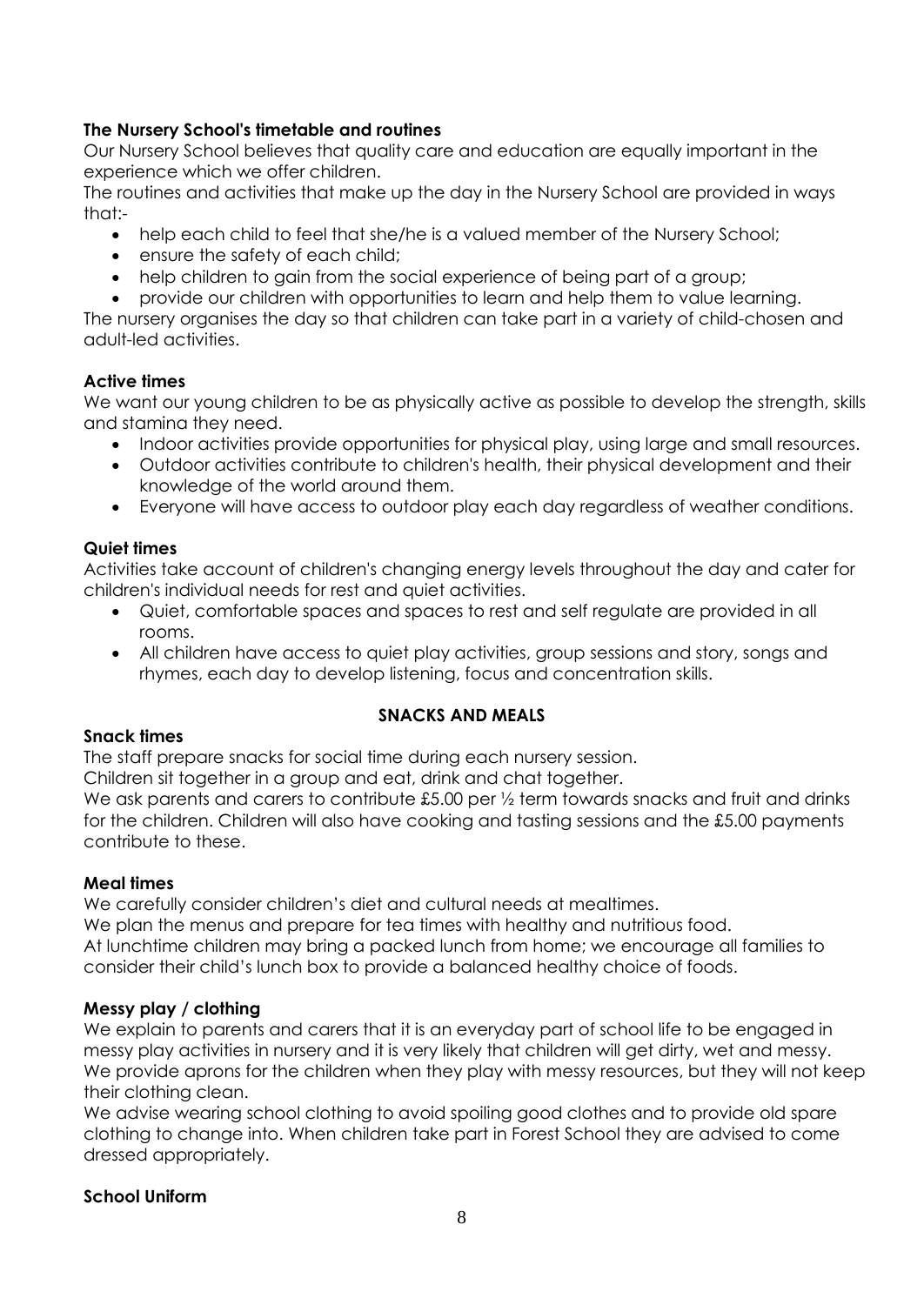**The Nursery School's timetable and routines**

Our Nursery School believes that quality care and education are equally important in the experience which we offer children.

The routines and activities that make up the day in the Nursery School are provided in ways that:-

- help each child to feel that she/he is a valued member of the Nursery School;
- ensure the safety of each child;
- help children to gain from the social experience of being part of a group;
- provide our children with opportunities to learn and help them to value learning.

The nursery organises the day so that children can take part in a variety of child-chosen and adult-led activities.

**Active times**

We want our young children to be as physically active as possible to develop the strength, skills and stamina they need.

- Indoor activities provide opportunities for physical play, using large and small resources.
- Outdoor activities contribute to children's health, their physical development and their knowledge of the world around them.
- Everyone will have access to outdoor play each day regardless of weather conditions.

**Quiet times**

Activities take account of children's changing energy levels throughout the day and cater for children's individual needs for rest and quiet activities.

- Quiet, comfortable spaces and spaces to rest and self regulate are provided in all rooms.
- All children have access to quiet play activities, group sessions and story, songs and rhymes, each day to develop listening, focus and concentration skills.

## SNACKS AND MEALS

**Snack times**

The staff prepare snacks for social time during each nursery session.

Children sit together in a group and eat, drink and chat together.

We ask parents and carers to contribute £5.00 per ½ term towards snacks and fruit and drinks for the children. Children will also have cooking and tasting sessions and the £5.00 payments contribute to these.

**Meal times**

We carefully consider children's diet and cultural needs at mealtimes.

We plan the menus and prepare for tea times with healthy and nutritious food.

At lunchtime children may bring a packed lunch from home; we encourage all families to consider their child's lunch box to provide a balanced healthy choice of foods.

**Messy play / clothing**

We explain to parents and carers that it is an everyday part of school life to be engaged in messy play activities in nursery and it is very likely that children will get dirty, wet and messy. We provide aprons for the children when they play with messy resources, but they will not keep their clothing clean.

We advise wearing school clothing to avoid spoiling good clothes and to provide old spare clothing to change into. When children take part in Forest School they are advised to come dressed appropriately.

**School Uniform**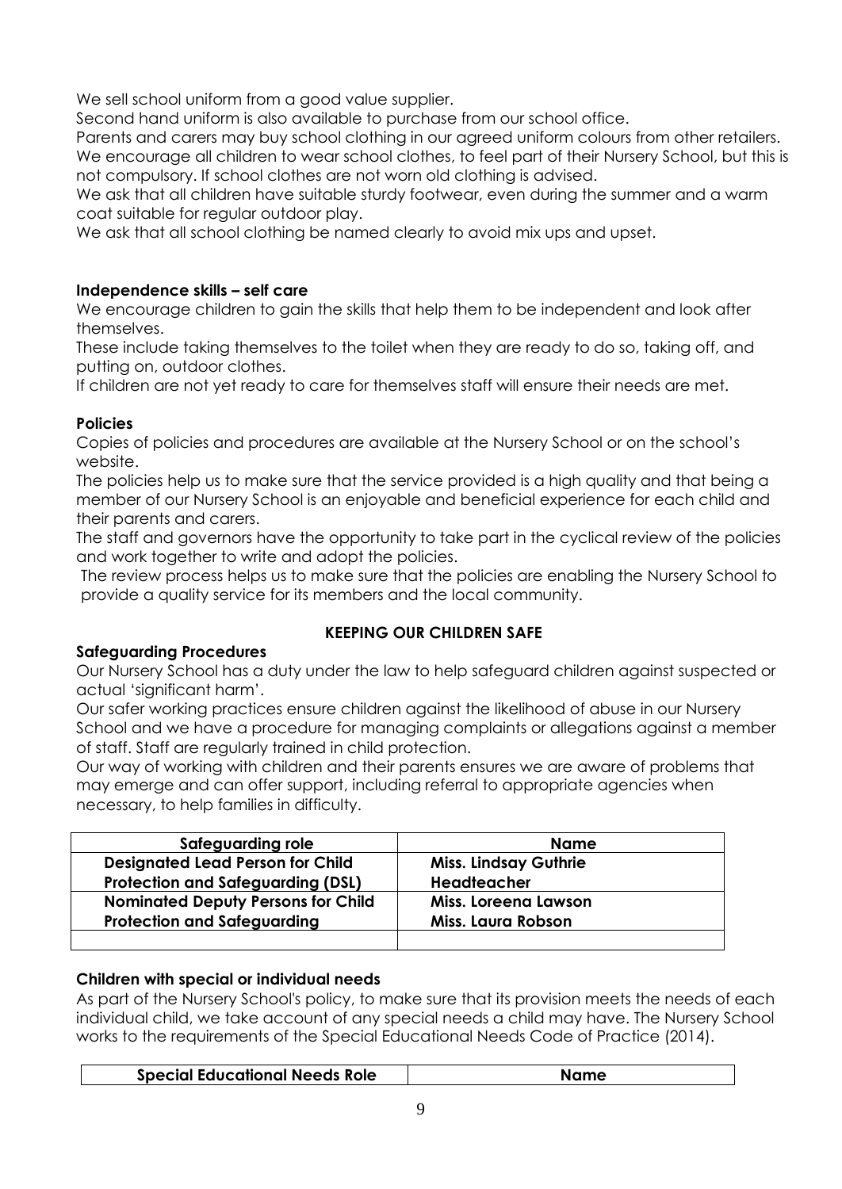We sell school uniform from a good value supplier.

Second hand uniform is also available to purchase from our school office.

Parents and carers may buy school clothing in our agreed uniform colours from other retailers.

We encourage all children to wear school clothes, to feel part of their Nursery School, but this is not compulsory. If school clothes are not worn old clothing is advised.

We ask that all children have suitable sturdy footwear, even during the summer and a warm coat suitable for regular outdoor play.

We ask that all school clothing be named clearly to avoid mix ups and upset.

**Independence skills – self care**

We encourage children to gain the skills that help them to be independent and look after themselves.

These include taking themselves to the toilet when they are ready to do so, taking off, and putting on, outdoor clothes.

If children are not yet ready to care for themselves staff will ensure their needs are met.

**Policies**

Copies of policies and procedures are available at the Nursery School or on the school's website.

The policies help us to make sure that the service provided is a high quality and that being a member of our Nursery School is an enjoyable and beneficial experience for each child and their parents and carers.

The staff and governors have the opportunity to take part in the cyclical review of the policies and work together to write and adopt the policies.

The review process helps us to make sure that the policies are enabling the Nursery School to provide a quality service for its members and the local community.

## KEEPING OUR CHILDREN SAFE

**Safeguarding Procedures**

Our Nursery School has a duty under the law to help safeguard children against suspected or actual 'significant harm'.

Our safer working practices ensure children against the likelihood of abuse in our Nursery School and we have a procedure for managing complaints or allegations against a member of staff. Staff are regularly trained in child protection.

Our way of working with children and their parents ensures we are aware of problems that may emerge and can offer support, including referral to appropriate agencies when necessary, to help families in difficulty.

| Safeguarding role | Name |
|---|---|
| **Designated Lead Person for Child Protection and Safeguarding (DSL)** | **Miss. Lindsay Guthrie Headteacher** |
| **Nominated Deputy Persons for Child Protection and Safeguarding** | **Miss. Loreena Lawson Miss. Laura Robson** |
| | |

**Children with special or individual needs**

As part of the Nursery School's policy, to make sure that its provision meets the needs of each individual child, we take account of any special needs a child may have. The Nursery School works to the requirements of the Special Educational Needs Code of Practice (2014).

| Special Educational Needs Role | Name |
|---|---|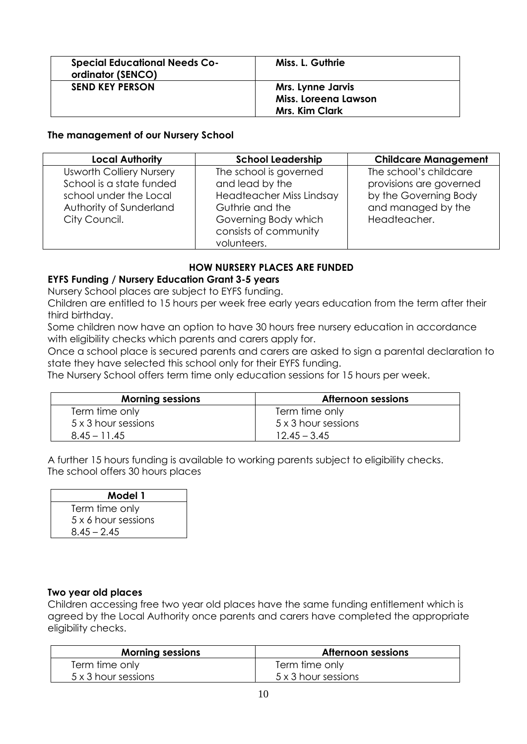| **Special Educational Needs Co-ordinator (SENCO)** | **Miss. L. Guthrie** |
| --- | --- |
| **SEND KEY PERSON** | **Mrs. Lynne Jarvis**<br>**Miss. Loreena Lawson**<br>**Mrs. Kim Clark** |

**The management of our Nursery School**

| Local Authority | School Leadership | Childcare Management |
| --- | --- | --- |
| Usworth Colliery Nursery School is a state funded school under the Local Authority of Sunderland City Council. | The school is governed and lead by the Headteacher Miss Lindsay Guthrie and the Governing Body which consists of community volunteers. | The school's childcare provisions are governed by the Governing Body and managed by the Headteacher. |

**HOW NURSERY PLACES ARE FUNDED**

**EYFS Funding / Nursery Education Grant 3-5 years**

Nursery School places are subject to EYFS funding.

Children are entitled to 15 hours per week free early years education from the term after their third birthday.

Some children now have an option to have 30 hours free nursery education in accordance with eligibility checks which parents and carers apply for.

Once a school place is secured parents and carers are asked to sign a parental declaration to state they have selected this school only for their EYFS funding.

The Nursery School offers term time only education sessions for 15 hours per week.

| Morning sessions | Afternoon sessions |
| --- | --- |
| Term time only<br>5 x 3 hour sessions<br>8.45 – 11.45 | Term time only<br>5 x 3 hour sessions<br>12.45 – 3.45 |

A further 15 hours funding is available to working parents subject to eligibility checks.
The school offers 30 hours places

| Model 1 |
| --- |
| Term time only<br>5 x 6 hour sessions<br>8.45 – 2.45 |

**Two year old places**

Children accessing free two year old places have the same funding entitlement which is agreed by the Local Authority once parents and carers have completed the appropriate eligibility checks.

| Morning sessions | Afternoon sessions |
| --- | --- |
| Term time only<br>5 x 3 hour sessions | Term time only<br>5 x 3 hour sessions |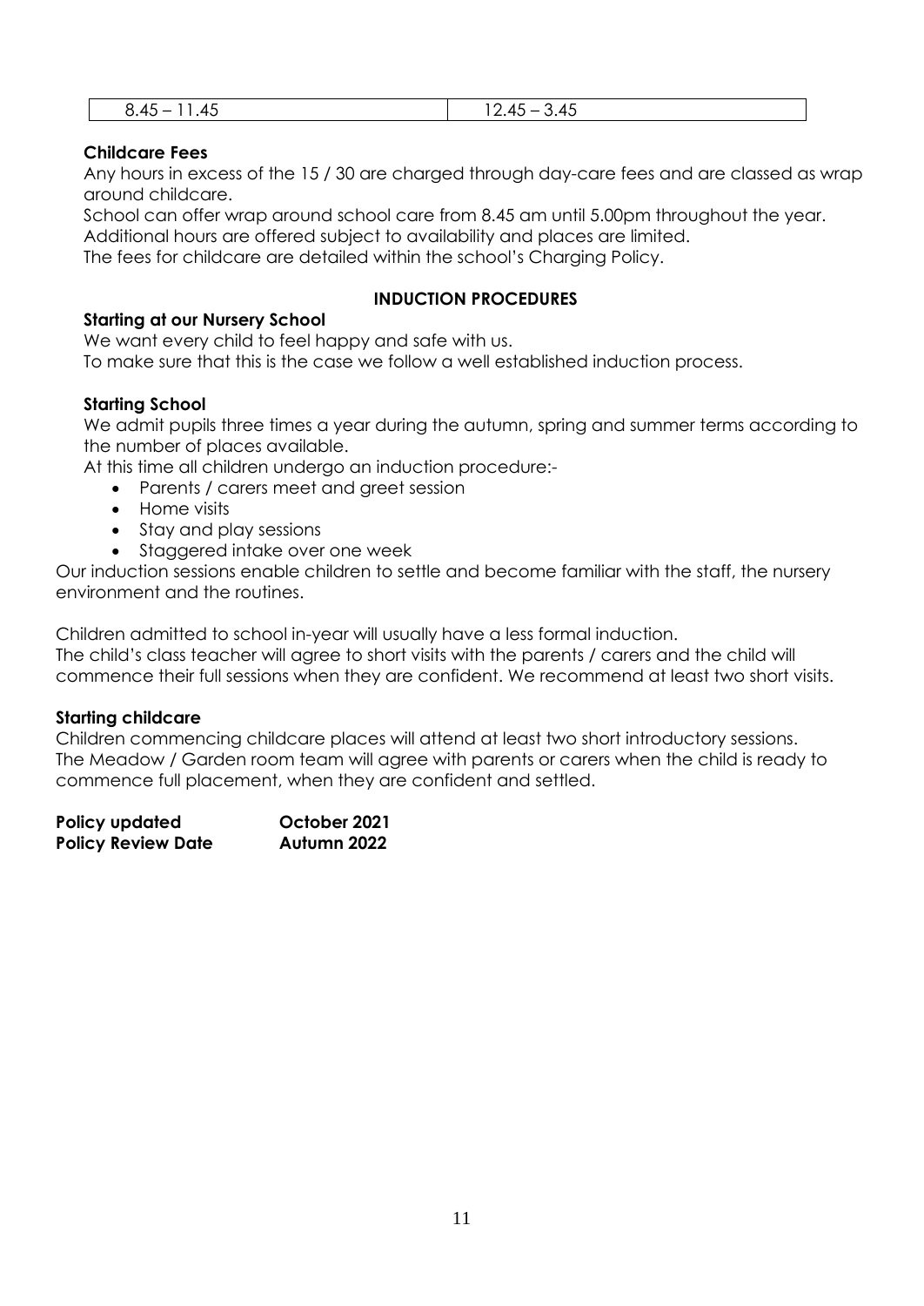| 8.45 – 11.45 | 12.45 – 3.45 |
|---|---|

**Childcare Fees**

Any hours in excess of the 15 / 30 are charged through day-care fees and are classed as wrap around childcare.

School can offer wrap around school care from 8.45 am until 5.00pm throughout the year.

Additional hours are offered subject to availability and places are limited.

The fees for childcare are detailed within the school's Charging Policy.

## INDUCTION PROCEDURES

**Starting at our Nursery School**

We want every child to feel happy and safe with us.

To make sure that this is the case we follow a well established induction process.

**Starting School**

We admit pupils three times a year during the autumn, spring and summer terms according to the number of places available.

At this time all children undergo an induction procedure:-

- Parents / carers meet and greet session
- Home visits
- Stay and play sessions
- Staggered intake over one week

Our induction sessions enable children to settle and become familiar with the staff, the nursery environment and the routines.

Children admitted to school in-year will usually have a less formal induction.

The child's class teacher will agree to short visits with the parents / carers and the child will commence their full sessions when they are confident. We recommend at least two short visits.

**Starting childcare**

Children commencing childcare places will attend at least two short introductory sessions.

The Meadow / Garden room team will agree with parents or carers when the child is ready to commence full placement, when they are confident and settled.

**Policy updated** **October 2021**

**Policy Review Date** **Autumn 2022**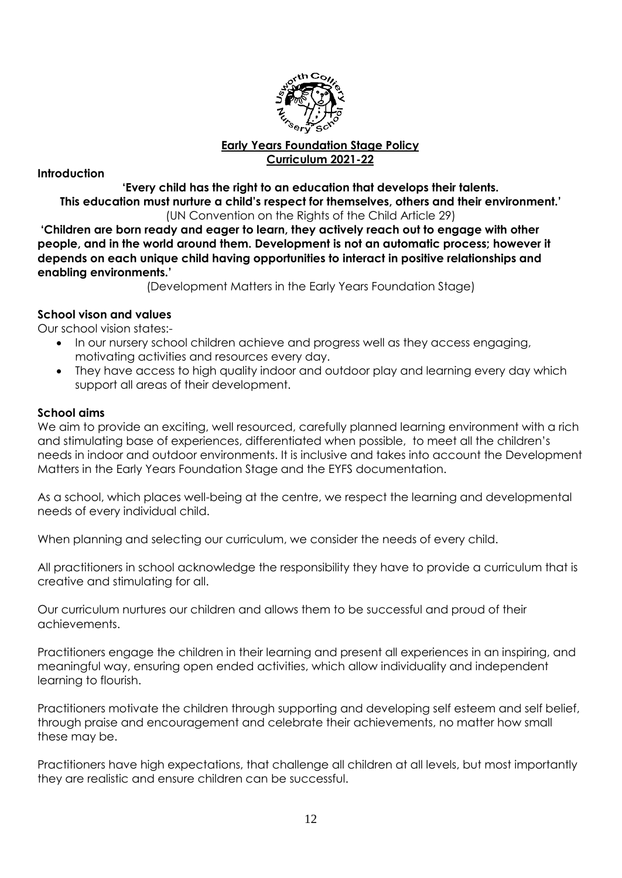**Early Years Foundation Stage Policy**
**Curriculum 2021-22**

**Introduction**

**'Every child has the right to an education that develops their talents.
This education must nurture a child's respect for themselves, others and their environment.'**
(UN Convention on the Rights of the Child Article 29)

**'Children are born ready and eager to learn, they actively reach out to engage with other people, and in the world around them. Development is not an automatic process; however it depends on each unique child having opportunities to interact in positive relationships and enabling environments.'**

(Development Matters in the Early Years Foundation Stage)

**School vison and values**

Our school vision states:-

- In our nursery school children achieve and progress well as they access engaging, motivating activities and resources every day.
- They have access to high quality indoor and outdoor play and learning every day which support all areas of their development.

**School aims**

We aim to provide an exciting, well resourced, carefully planned learning environment with a rich and stimulating base of experiences, differentiated when possible, to meet all the children's needs in indoor and outdoor environments. It is inclusive and takes into account the Development Matters in the Early Years Foundation Stage and the EYFS documentation.

As a school, which places well-being at the centre, we respect the learning and developmental needs of every individual child.

When planning and selecting our curriculum, we consider the needs of every child.

All practitioners in school acknowledge the responsibility they have to provide a curriculum that is creative and stimulating for all.

Our curriculum nurtures our children and allows them to be successful and proud of their achievements.

Practitioners engage the children in their learning and present all experiences in an inspiring, and meaningful way, ensuring open ended activities, which allow individuality and independent learning to flourish.

Practitioners motivate the children through supporting and developing self esteem and self belief, through praise and encouragement and celebrate their achievements, no matter how small these may be.

Practitioners have high expectations, that challenge all children at all levels, but most importantly they are realistic and ensure children can be successful.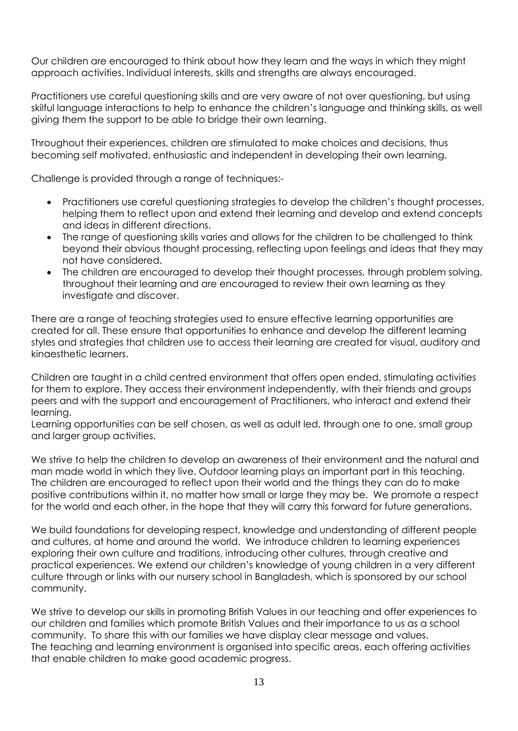Our children are encouraged to think about how they learn and the ways in which they might approach activities. Individual interests, skills and strengths are always encouraged.

Practitioners use careful questioning skills and are very aware of not over questioning, but using skilful language interactions to help to enhance the children's language and thinking skills, as well giving them the support to be able to bridge their own learning.

Throughout their experiences, children are stimulated to make choices and decisions, thus becoming self motivated, enthusiastic and independent in developing their own learning.

Challenge is provided through a range of techniques:-

- Practitioners use careful questioning strategies to develop the children's thought processes, helping them to reflect upon and extend their learning and develop and extend concepts and ideas in different directions.
- The range of questioning skills varies and allows for the children to be challenged to think beyond their obvious thought processing, reflecting upon feelings and ideas that they may not have considered.
- The children are encouraged to develop their thought processes, through problem solving, throughout their learning and are encouraged to review their own learning as they investigate and discover.

There are a range of teaching strategies used to ensure effective learning opportunities are created for all. These ensure that opportunities to enhance and develop the different learning styles and strategies that children use to access their learning are created for visual, auditory and kinaesthetic learners.

Children are taught in a child centred environment that offers open ended, stimulating activities for them to explore. They access their environment independently, with their friends and groups peers and with the support and encouragement of Practitioners, who interact and extend their learning.
Learning opportunities can be self chosen, as well as adult led, through one to one, small group and larger group activities.

We strive to help the children to develop an awareness of their environment and the natural and man made world in which they live. Outdoor learning plays an important part in this teaching. The children are encouraged to reflect upon their world and the things they can do to make positive contributions within it, no matter how small or large they may be. We promote a respect for the world and each other, in the hope that they will carry this forward for future generations.

We build foundations for developing respect, knowledge and understanding of different people and cultures, at home and around the world. We introduce children to learning experiences exploring their own culture and traditions, introducing other cultures, through creative and practical experiences. We extend our children's knowledge of young children in a very different culture through or links with our nursery school in Bangladesh, which is sponsored by our school community.

We strive to develop our skills in promoting British Values in our teaching and offer experiences to our children and families which promote British Values and their importance to us as a school community. To share this with our families we have display clear message and values.
The teaching and learning environment is organised into specific areas, each offering activities that enable children to make good academic progress.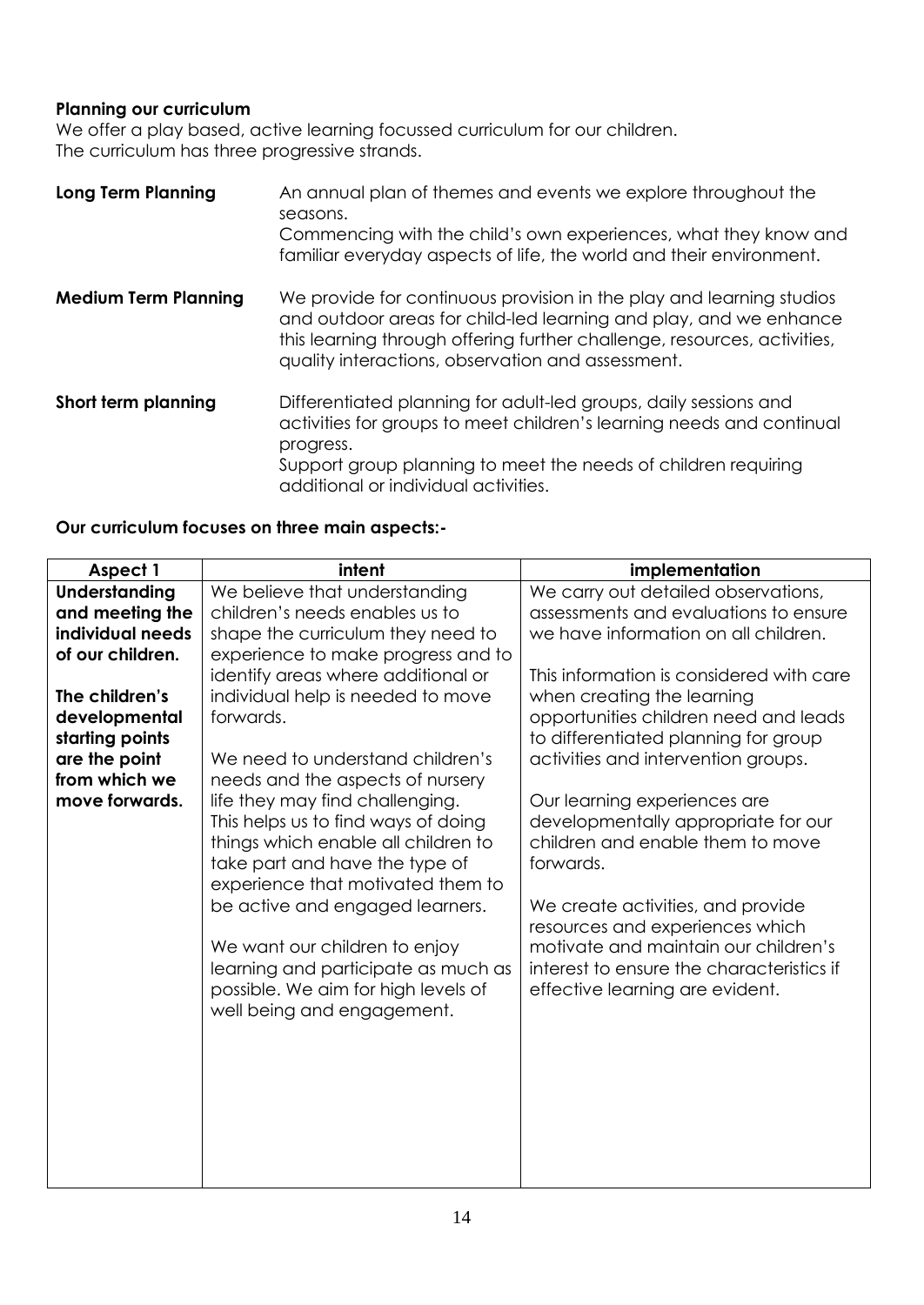**Planning our curriculum**

We offer a play based, active learning focussed curriculum for our children.
The curriculum has three progressive strands.

| | |
|---|---|
| **Long Term Planning** | An annual plan of themes and events we explore throughout the seasons.<br>Commencing with the child's own experiences, what they know and familiar everyday aspects of life, the world and their environment. |
| **Medium Term Planning** | We provide for continuous provision in the play and learning studios and outdoor areas for child-led learning and play, and we enhance this learning through offering further challenge, resources, activities, quality interactions, observation and assessment. |
| **Short term planning** | Differentiated planning for adult-led groups, daily sessions and activities for groups to meet children's learning needs and continual progress.<br>Support group planning to meet the needs of children requiring additional or individual activities. |

**Our curriculum focuses on three main aspects:-**

| Aspect 1 | intent | implementation |
|---|---|---|
| **Understanding and meeting the individual needs of our children.**<br><br>**The children's developmental starting points are the point from which we move forwards.** | We believe that understanding children's needs enables us to shape the curriculum they need to experience to make progress and to identify areas where additional or individual help is needed to move forwards.<br><br>We need to understand children's needs and the aspects of nursery life they may find challenging. This helps us to find ways of doing things which enable all children to take part and have the type of experience that motivated them to be active and engaged learners.<br><br>We want our children to enjoy learning and participate as much as possible. We aim for high levels of well being and engagement. | We carry out detailed observations, assessments and evaluations to ensure we have information on all children.<br><br>This information is considered with care when creating the learning opportunities children need and leads to differentiated planning for group activities and intervention groups.<br><br>Our learning experiences are developmentally appropriate for our children and enable them to move forwards.<br><br>We create activities, and provide resources and experiences which motivate and maintain our children's interest to ensure the characteristics if effective learning are evident. |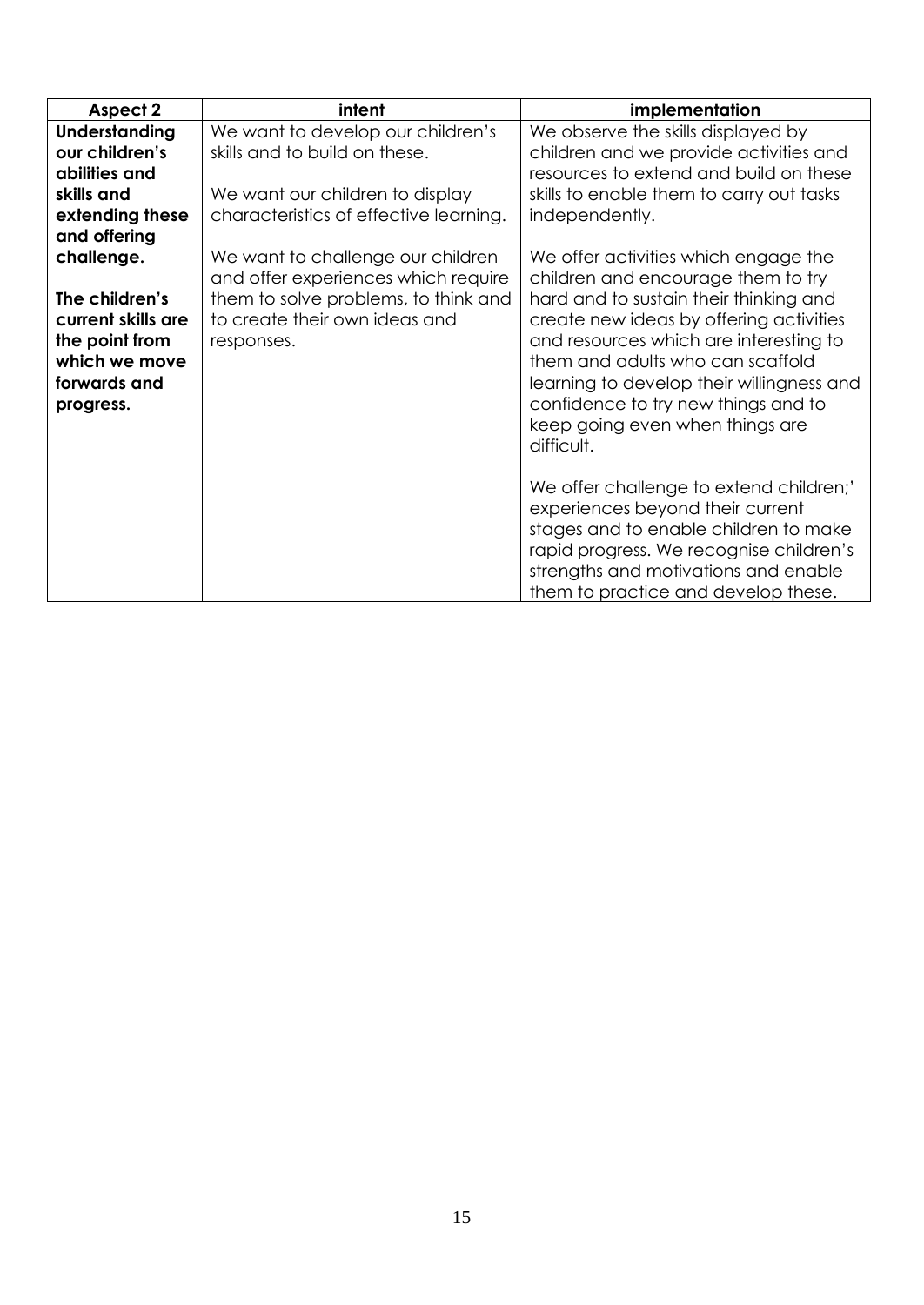| Aspect 2 | intent | implementation |
| --- | --- | --- |
| **Understanding our children's abilities and skills and extending these and offering challenge.**<br><br>**The children's current skills are the point from which we move forwards and progress.** | We want to develop our children's skills and to build on these.<br><br>We want our children to display characteristics of effective learning.<br><br>We want to challenge our children and offer experiences which require them to solve problems, to think and to create their own ideas and responses. | We observe the skills displayed by children and we provide activities and resources to extend and build on these skills to enable them to carry out tasks independently.<br><br>We offer activities which engage the children and encourage them to try hard and to sustain their thinking and create new ideas by offering activities and resources which are interesting to them and adults who can scaffold learning to develop their willingness and confidence to try new things and to keep going even when things are difficult.<br><br>We offer challenge to extend children;' experiences beyond their current stages and to enable children to make rapid progress. We recognise children's strengths and motivations and enable them to practice and develop these. |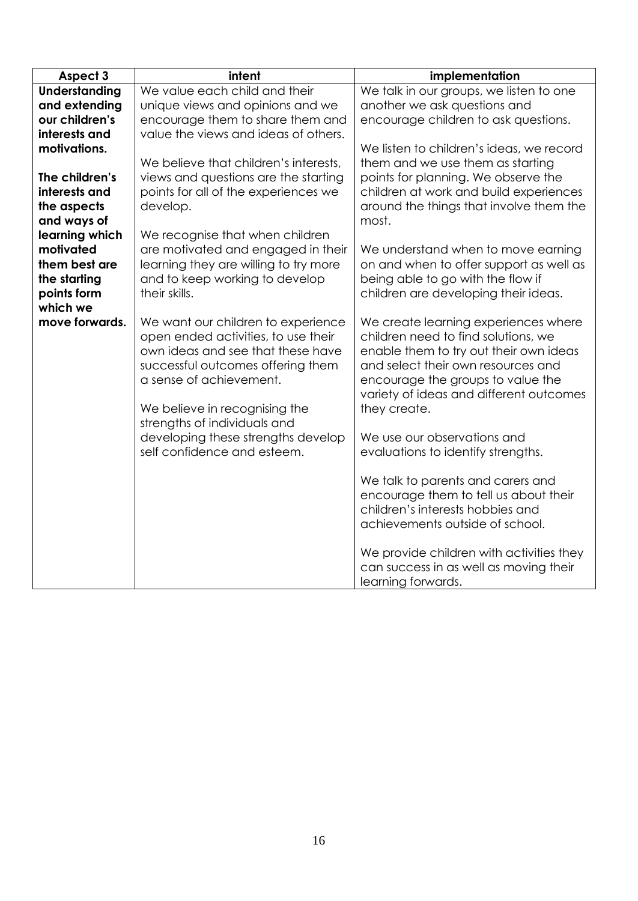| Aspect 3 | intent | implementation |
| --- | --- | --- |
| **Understanding and extending our children's interests and motivations.**<br><br>**The children's interests and the aspects and ways of learning which motivated them best are the starting points form which we move forwards.** | We value each child and their unique views and opinions and we encourage them to share them and value the views and ideas of others.<br><br>We believe that children's interests, views and questions are the starting points for all of the experiences we develop.<br><br>We recognise that when children are motivated and engaged in their learning they are willing to try more and to keep working to develop their skills.<br><br>We want our children to experience open ended activities, to use their own ideas and see that these have successful outcomes offering them a sense of achievement.<br><br>We believe in recognising the strengths of individuals and developing these strengths develop self confidence and esteem. | We talk in our groups, we listen to one another we ask questions and encourage children to ask questions.<br><br>We listen to children's ideas, we record them and we use them as starting points for planning. We observe the children at work and build experiences around the things that involve them the most.<br><br>We understand when to move earning on and when to offer support as well as being able to go with the flow if children are developing their ideas.<br><br>We create learning experiences where children need to find solutions, we enable them to try out their own ideas and select their own resources and encourage the groups to value the variety of ideas and different outcomes they create.<br><br>We use our observations and evaluations to identify strengths.<br><br>We talk to parents and carers and encourage them to tell us about their children's interests hobbies and achievements outside of school.<br><br>We provide children with activities they can success in as well as moving their learning forwards. |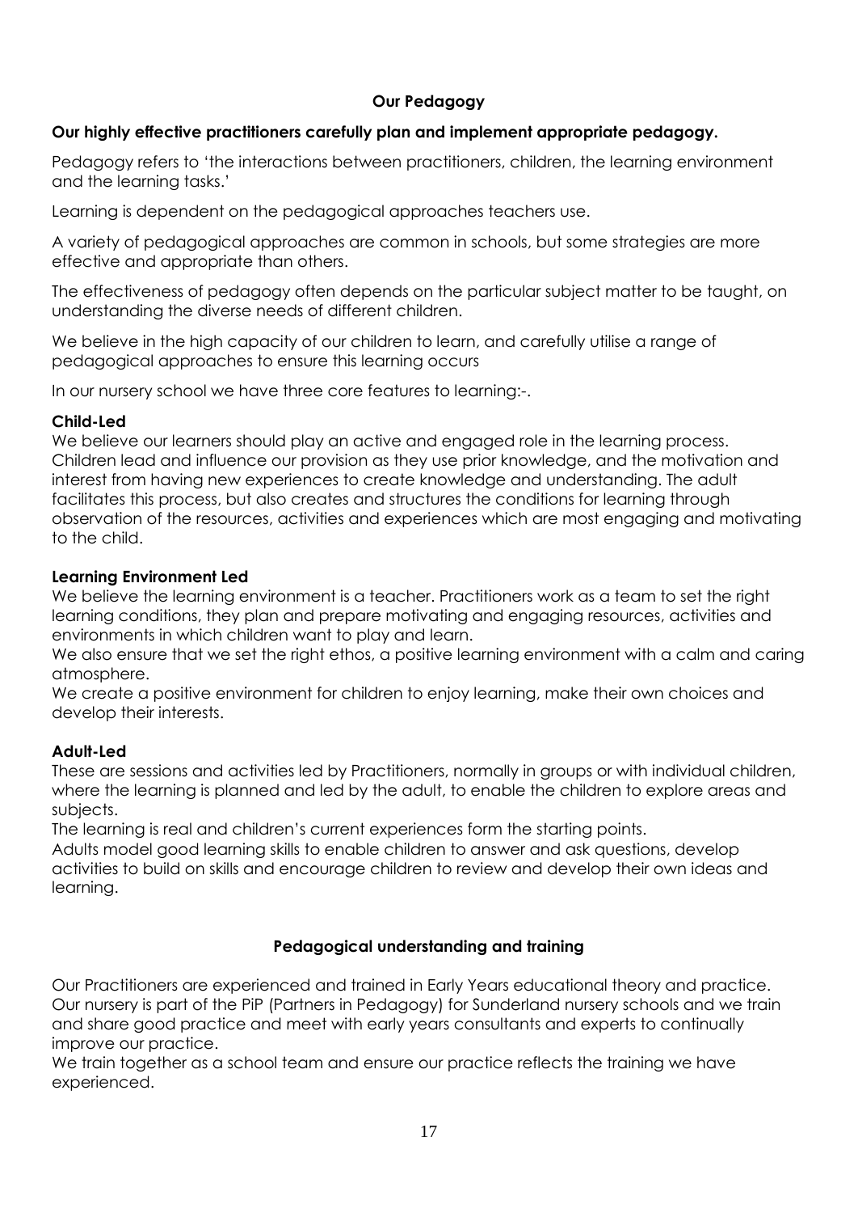## Our Pedagogy

**Our highly effective practitioners carefully plan and implement appropriate pedagogy.**

Pedagogy refers to 'the interactions between practitioners, children, the learning environment and the learning tasks.'

Learning is dependent on the pedagogical approaches teachers use.

A variety of pedagogical approaches are common in schools, but some strategies are more effective and appropriate than others.

The effectiveness of pedagogy often depends on the particular subject matter to be taught, on understanding the diverse needs of different children.

We believe in the high capacity of our children to learn, and carefully utilise a range of pedagogical approaches to ensure this learning occurs

In our nursery school we have three core features to learning:-.

### Child-Led

We believe our learners should play an active and engaged role in the learning process. Children lead and influence our provision as they use prior knowledge, and the motivation and interest from having new experiences to create knowledge and understanding. The adult facilitates this process, but also creates and structures the conditions for learning through observation of the resources, activities and experiences which are most engaging and motivating to the child.

### Learning Environment Led

We believe the learning environment is a teacher. Practitioners work as a team to set the right learning conditions, they plan and prepare motivating and engaging resources, activities and environments in which children want to play and learn.

We also ensure that we set the right ethos, a positive learning environment with a calm and caring atmosphere.

We create a positive environment for children to enjoy learning, make their own choices and develop their interests.

### Adult-Led

These are sessions and activities led by Practitioners, normally in groups or with individual children, where the learning is planned and led by the adult, to enable the children to explore areas and subjects.

The learning is real and children's current experiences form the starting points.

Adults model good learning skills to enable children to answer and ask questions, develop activities to build on skills and encourage children to review and develop their own ideas and learning.

## Pedagogical understanding and training

Our Practitioners are experienced and trained in Early Years educational theory and practice. Our nursery is part of the PiP (Partners in Pedagogy) for Sunderland nursery schools and we train and share good practice and meet with early years consultants and experts to continually improve our practice.

We train together as a school team and ensure our practice reflects the training we have experienced.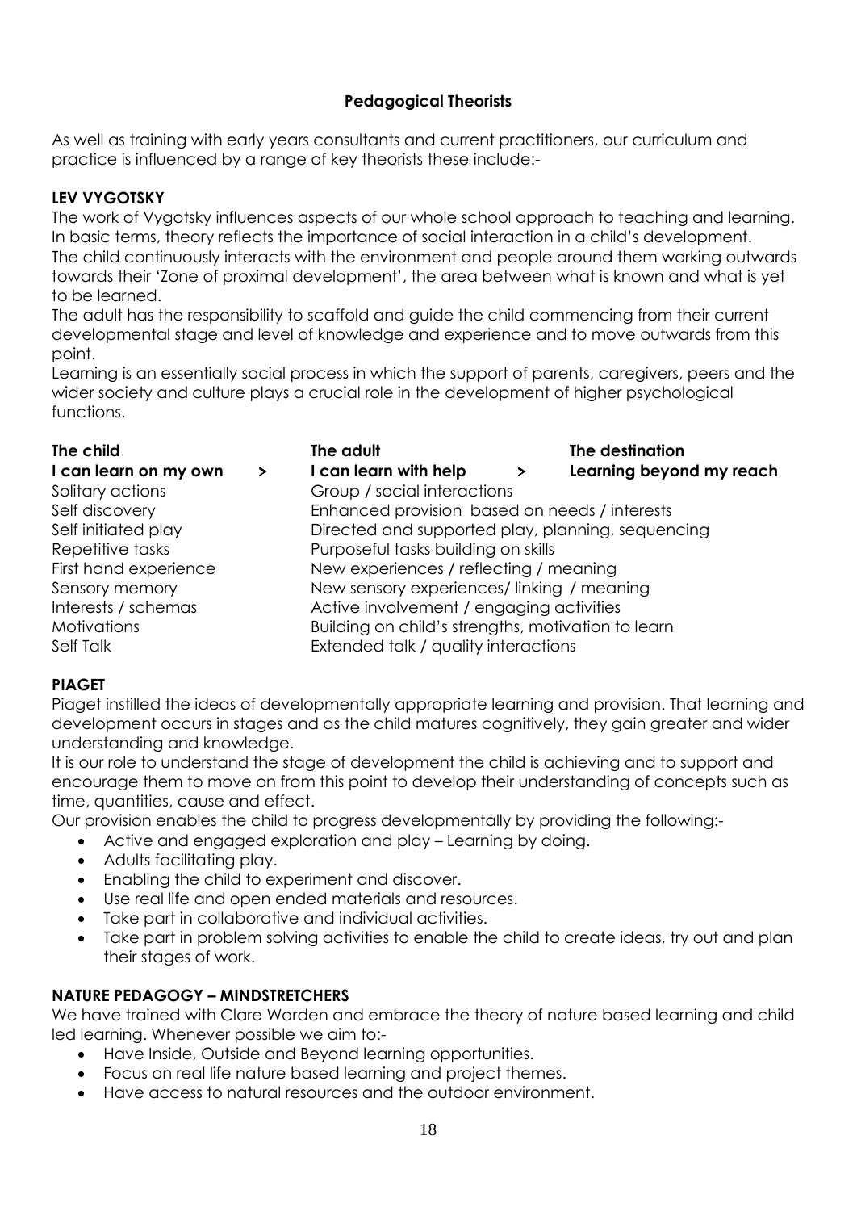## Pedagogical Theorists

As well as training with early years consultants and current practitioners, our curriculum and practice is influenced by a range of key theorists these include:-

### LEV VYGOTSKY

The work of Vygotsky influences aspects of our whole school approach to teaching and learning. In basic terms, theory reflects the importance of social interaction in a child's development. The child continuously interacts with the environment and people around them working outwards towards their 'Zone of proximal development', the area between what is known and what is yet to be learned.

The adult has the responsibility to scaffold and guide the child commencing from their current developmental stage and level of knowledge and experience and to move outwards from this point.

Learning is an essentially social process in which the support of parents, caregivers, peers and the wider society and culture plays a crucial role in the development of higher psychological functions.

| **The child** | | **The adult** | | **The destination** |
|---|---|---|---|---|
| **I can learn on my own** | **>** | **I can learn with help** | **>** | **Learning beyond my reach** |
| Solitary actions | | Group / social interactions | | |
| Self discovery | | Enhanced provision based on needs / interests | | |
| Self initiated play | | Directed and supported play, planning, sequencing | | |
| Repetitive tasks | | Purposeful tasks building on skills | | |
| First hand experience | | New experiences / reflecting / meaning | | |
| Sensory memory | | New sensory experiences/ linking / meaning | | |
| Interests / schemas | | Active involvement / engaging activities | | |
| Motivations | | Building on child's strengths, motivation to learn | | |
| Self Talk | | Extended talk / quality interactions | | |

### PIAGET

Piaget instilled the ideas of developmentally appropriate learning and provision. That learning and development occurs in stages and as the child matures cognitively, they gain greater and wider understanding and knowledge.

It is our role to understand the stage of development the child is achieving and to support and encourage them to move on from this point to develop their understanding of concepts such as time, quantities, cause and effect.

Our provision enables the child to progress developmentally by providing the following:-

- Active and engaged exploration and play – Learning by doing.
- Adults facilitating play.
- Enabling the child to experiment and discover.
- Use real life and open ended materials and resources.
- Take part in collaborative and individual activities.
- Take part in problem solving activities to enable the child to create ideas, try out and plan their stages of work.

### NATURE PEDAGOGY – MINDSTRETCHERS

We have trained with Clare Warden and embrace the theory of nature based learning and child led learning. Whenever possible we aim to:-

- Have Inside, Outside and Beyond learning opportunities.
- Focus on real life nature based learning and project themes.
- Have access to natural resources and the outdoor environment.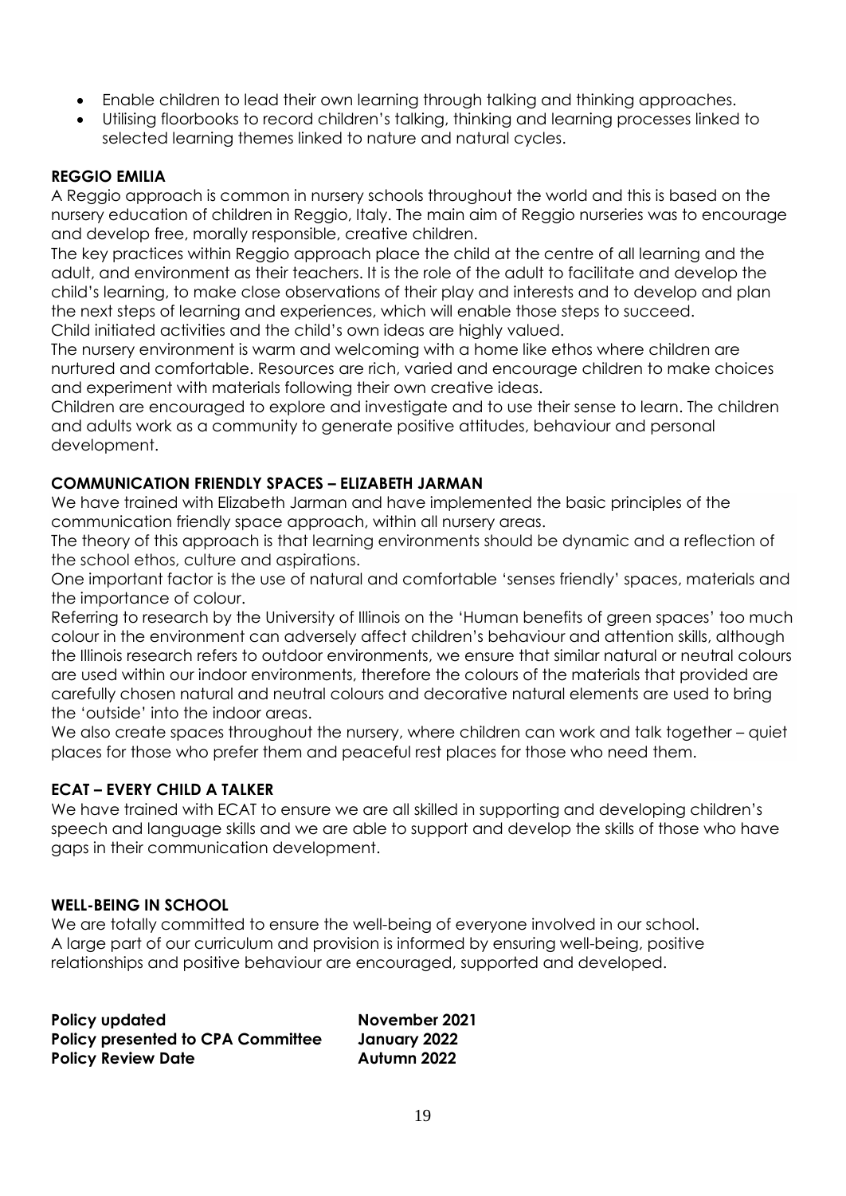- Enable children to lead their own learning through talking and thinking approaches.
- Utilising floorbooks to record children's talking, thinking and learning processes linked to selected learning themes linked to nature and natural cycles.

**REGGIO EMILIA**

A Reggio approach is common in nursery schools throughout the world and this is based on the nursery education of children in Reggio, Italy. The main aim of Reggio nurseries was to encourage and develop free, morally responsible, creative children.

The key practices within Reggio approach place the child at the centre of all learning and the adult, and environment as their teachers. It is the role of the adult to facilitate and develop the child's learning, to make close observations of their play and interests and to develop and plan the next steps of learning and experiences, which will enable those steps to succeed.

Child initiated activities and the child's own ideas are highly valued.

The nursery environment is warm and welcoming with a home like ethos where children are nurtured and comfortable. Resources are rich, varied and encourage children to make choices and experiment with materials following their own creative ideas.

Children are encouraged to explore and investigate and to use their sense to learn. The children and adults work as a community to generate positive attitudes, behaviour and personal development.

**COMMUNICATION FRIENDLY SPACES – ELIZABETH JARMAN**

We have trained with Elizabeth Jarman and have implemented the basic principles of the communication friendly space approach, within all nursery areas.

The theory of this approach is that learning environments should be dynamic and a reflection of the school ethos, culture and aspirations.

One important factor is the use of natural and comfortable 'senses friendly' spaces, materials and the importance of colour.

Referring to research by the University of Illinois on the 'Human benefits of green spaces' too much colour in the environment can adversely affect children's behaviour and attention skills, although the Illinois research refers to outdoor environments, we ensure that similar natural or neutral colours are used within our indoor environments, therefore the colours of the materials that provided are carefully chosen natural and neutral colours and decorative natural elements are used to bring the 'outside' into the indoor areas.

We also create spaces throughout the nursery, where children can work and talk together – quiet places for those who prefer them and peaceful rest places for those who need them.

**ECAT – EVERY CHILD A TALKER**

We have trained with ECAT to ensure we are all skilled in supporting and developing children's speech and language skills and we are able to support and develop the skills of those who have gaps in their communication development.

**WELL-BEING IN SCHOOL**

We are totally committed to ensure the well-being of everyone involved in our school.
A large part of our curriculum and provision is informed by ensuring well-being, positive relationships and positive behaviour are encouraged, supported and developed.

| | |
|---|---|
| **Policy updated** | **November 2021** |
| **Policy presented to CPA Committee** | **January 2022** |
| **Policy Review Date** | **Autumn 2022** |